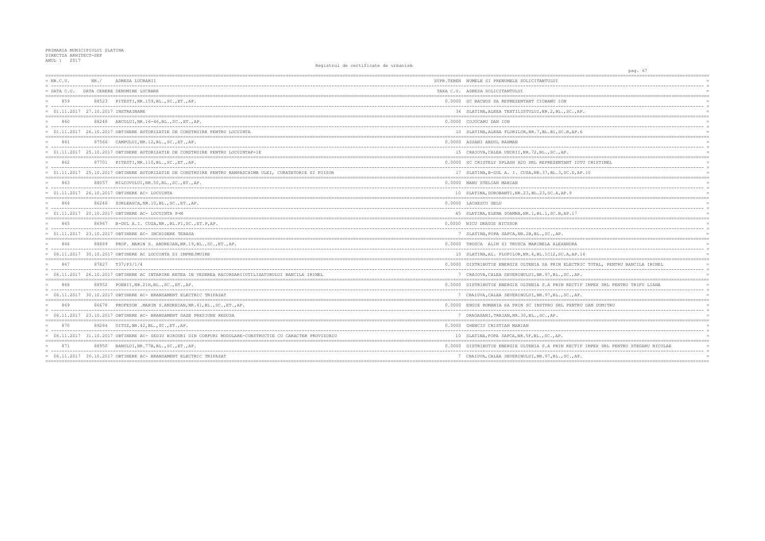PRIMARIA MUNICIPIULUI SLATINA
DIRECTIA ARHITECT-SEF
ANUL : 2017

Registrul de certificate de urbanism

| NR.C.U. / DATA C.U. | NR. / DATA CERERE | ADRESA LUCRARII / DENUMIRE LUCRARE | SUPR.TEREN / TAXA C.U. | NUMELE SI PRENUMELE SOLICITANTULUI / ADRESA SOLICITANTULUI |
|---|---|---|---|---|
| 859 | 88523 | PITESTI,NR.159,BL.,SC.,ET.,AP. | 0.0000 | SC BACHUS SA REPREZENTANT CIOBANU ION |
| 01.11.2017 | 27.10.2017 | INSTRAINARE | 36 | SLATINA,ALEEA TEXTILISTULUI,NR.2,BL.,SC.,AP. |
| 860 | 88248 | ARCULUI,NR.16-46,BL.,SC.,ET.,AP. | 0.0000 | COJOCARU DAN ION |
| 01.11.2017 | 26.10.2017 | OBTINERE AUTORIZATIE DE CONSTRUIRE PENTRU LOCUINTA | 10 | SLATINA,ALEEA FLORILOR,NR.7,BL.B1,SC.B,AP.6 |
| 861 | 87566 | CAMPULUI,NR.12,BL.,SC.,ET.,AP. | 0.0000 | ASSANI ABDUL RAHMAN |
| 01.11.2017 | 25.10.2017 | OBTINERE AUTORIZATIE DE CONSTRUIRE PENTRU LOCUINTAP+1E | 15 | CRAIOVA,CALEA UNIRII,NR.72,BL.,SC.,AP. |
| 862 | 87701 | PITESTI,NR.110,BL.,SC.,ET.,AP. | 0.0000 | SC CRISTELY SPLASH H2O SRL REPREZENTANT IOTU CRISTINEL |
| 01.11.2017 | 25.10.2017 | OBTINERE AUTORIZATIE DE CONSTRUIRE PENTRU RAMPASCHIMB ULEI, CURATATORIE SI FOISOR | 17 | SLATINA,B-DUL A. I. CUZA,NR.37,BL.3,SC.D,AP.10 |
| 863 | 88057 | MILCOVULUI,NR.50,BL.,SC.,ET.,AP. | 0.0000 | MANU STELIAN MARIAN |
| 01.11.2017 | 26.10.2017 | OBTINERE AC- LOCUINTA | 10 | SLATINA,DOROBANTI,NR.23,BL.23,SC.A,AP.9 |
| 864 | 86246 | ZORLEASCA,NR.10,BL.,SC.,ET.,AP. | 0.0000 | LACHESCU GELU |
| 01.11.2017 | 20.10.2017 | OBTINERE AC- LOCUINTA P+M | 45 | SLATINA,ELENA DOAMNA,NR.1,BL.1,SC.B,AP.17 |
| 865 | 86967 | B-DUL A.I. CUZA,NR.,BL.P1,SC.,ET.P,AP. | 0.0000 | NICU DRAGOS NICUSOR |
| 01.11.2017 | 23.10.2017 | OBTINERE AC- INCHIDERE TERASA | 7 | SLATINA,POPA SAPCA,NR.2B,BL.,SC.,AP. |
| 866 | 88889 | PROF. MARIN S. ANDREIAN,NR.19,BL.,SC.,ET.,AP. | 0.0000 | TRUSCA ALIN SI TRUSCA MARINELA ALEXANDRA |
| 08.11.2017 | 30.10.2017 | OBTINERE AC LOCUINTA SI IMPREJMUIRE | 10 | SLATINA,AL. PLOPILOR,NR.4,BL.1C12,SC.A,AP.14 |
| 867 | 87827 | T37;P3/1/4 | 0.0000 | DISTRIBUTIE ENERGIE OLTENIA SA PRIN ELECTRIC TOTAL, PENTRU BANCILA IRINEL |
| 08.11.2017 | 26.10.2017 | OBTINERE AC INTARIRE RETEA IN VEDEREA RACORDARIIUTILIZATORULUI BANCILA IRINEL | 7 | CRAIOVA,CALEA SEVERINULUI,NR.97,BL.,SC.,AP. |
| 868 | 88952 | POENII,NR.21H,BL.,SC.,ET.,AP. | 0.0000 | DISTRIBUTIE ENERGIE OLTENIA S.A PRIN RECTIF IMPEX SRL PENTRU TRIFU LIANA |
| 08.11.2017 | 30.10.2017 | OBTINERE AC- BRANSAMENT ELECTRIC TRIFAZAT | 7 | CRAIOVA,CALEA SEVERINULUI,NR.97,BL.,SC.,AP. |
| 869 | 86678 | PROFESOR .MARIN S.ANDREIAN,NR.41,BL.,SC.,ET.,AP. | 0.0000 | ENGIE ROMANIA SA PRIN SC INSTPRO SRL PENTRU DAN DUMITRU |
| 08.11.2017 | 23.10.2017 | OBTINERE AC- BRANSAMENT GAZE PRESIUNE REDUSA | 7 | DRAGASANI,TRAIAN,NR.30,BL.,SC.,AP. |
| 870 | 89284 | OITUZ,NR.42,BL.,SC.,ET.,AP. | 0.0000 | GHENCIU CRISTIAN MARIAN |
| 08.11.2017 | 31.10.2017 | OBTINERE AC- SEDIU BIROURI DIN CORPURI MODULARE-CONSTRUCTIE CU CARACTER PROVIZORIU | 10 | SLATINA,POPA SAPCA,NR.5F,BL.,SC.,AP. |
| 871 | 88950 | BANULUI,NR.77B,BL.,SC.,ET.,AP. | 0.0000 | DISTRIBUTIE ENERGIE OLTENIA S.A PRIN RECTIF IMPEX SRL PENTRU STEGARU NICOLAE |
| 08.11.2017 | 30.10.2017 | OBTINERE AC- BRANSAMENT ELECTRIC TRIFAZAT | 7 | CRAIOVA,CALEA SEVERINULUI,NR.97,BL.,SC.,AP. |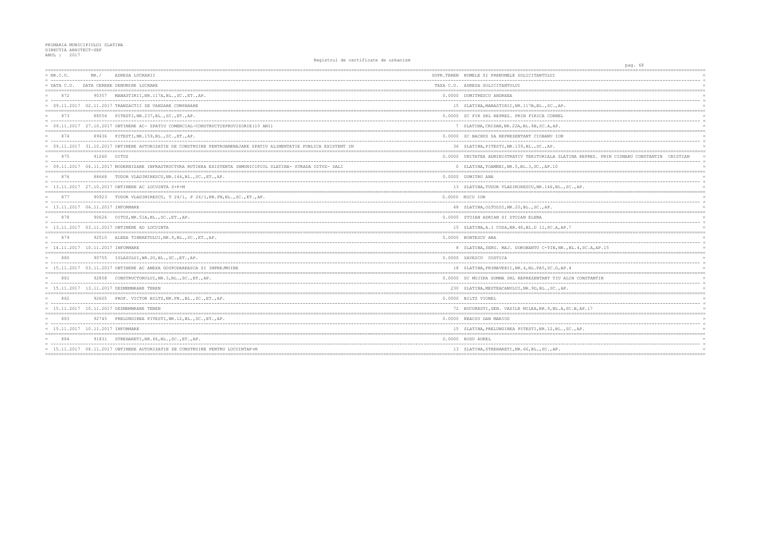PRIMARIA MUNICIPIULUI SLATINA
DIRECTIA ARHITECT-SEF
ANUL : 2017

Registrul de certificate de urbanism

| NR.C.U. / DATA C.U. | NR./ DATA CERERE | ADRESA LUCRARII / DENUMIRE LUCRARE | SUPR.TEREN / TAXA C.U. | NUMELE SI PRENUMELE SOLICITANTULUI / ADRESA SOLICITANTULUI |
|---|---|---|---|---|
| 872 | 90357 | MANASTIRII,NR.117A,BL.,SC.,ET.,AP. | 0.0000 | DUMITRESCU ANDREEA |
| 09.11.2017 | 02.11.2017 | TRANZACTII DE VANZARE CUMPARARE | 15 | SLATINA,MANASTIRII,NR.117B,BL.,SC.,AP. |
| 873 | 88554 | PITESTI,NR.237,BL.,SC.,ET.,AP. | 0.0000 | SC FIR SRL REPREZ. PRIN FIRICA CORNEL |
| 09.11.2017 | 27.10.2017 | OBTINERE AC- SPATIU COMERCIAL-CONSTRUCTIEPROVIZORIE(10 ANI) | 7 | SLATINA,CRISAN,NR.22A,BL.8B,SC.A,AP. |
| 874 | 89436 | PITESTI,NR.159,BL.,SC.,ET.,AP. | 0.0000 | SC BACHUS SA REPREZENTANT CIOBANU ION |
| 09.11.2017 | 31.10.2017 | OBTINERE AUTORIZATIE DE CONSTRUIRE PENTRUAMENAJARE SPATIU ALIMENTATIE PUBLICA EXISTENT IN | 36 | SLATINA,PITESTI,NR.159,BL.,SC.,AP. |
| 875 | 91260 | OITUZ | 0.0000 | UNITATEA ADMINISTRATIV TERITORIALA SLATINA REPREZ. PRIN CISMARU CONSTANTIN CRISTIAN |
| 09.11.2017 | 06.11.2017 | MODERNIZARE INFRASTRUCTURA RUTIERA EXISTENTA INMUNICIPIUL SLATINA- STRADA OITUZ- DALI | 0 | SLATINA,TOAMNEI,NR.5,BL.3,SC.,AP.10 |
| 876 | 88668 | TUDOR VLADIMIRESCU,NR.146,BL.,SC.,ET.,AP. | 0.0000 | DUMITRU ANA |
| 13.11.2017 | 27.10.2017 | OBTINERE AC LOCUINTA S+P+M | 13 | SLATINA,TUDOR VLADIMIRESCU,NR.146,BL.,SC.,AP. |
| 877 | 90923 | TUDOR VLADIMIRESCU, T 24/1, P 26/1,NR.FN,BL.,SC.,ET.,AP. | 0.0000 | MICU ION |
| 13.11.2017 | 06.11.2017 | INFORMARE | 68 | SLATINA,OLTULUI,NR.20,BL.,SC.,AP. |
| 878 | 90626 | OITUZ,NR.51A,BL.,SC.,ET.,AP. | 0.0000 | STOIAN ADRIAN SI STOIAN ELENA |
| 13.11.2017 | 03.11.2017 | OBTINERE AD LOCUINTA | 15 | SLATINA,A.I CUZA,NR.48,BL.D 11,SC.A,AP.7 |
| 879 | 92510 | ALEEA TINERETULUI,NR.9,BL.,SC.,ET.,AP. | 0.0000 | BONTESCU ANA |
| 14.11.2017 | 10.11.2017 | INFORMARE | 8 | SLATINA,SERG. MAJ. DOROBANTU C-TIN,NR.,BL.4,SC.A,AP.15 |
| 880 | 90755 | ISLAZULUI,NR.20,BL.,SC.,ET.,AP. | 0.0000 | SAVESCU COSTICA |
| 15.11.2017 | 03.11.2017 | OBTINERE AC ANEXA GOSPODAREASCA SI IMPREJMUIRE | 18 | SLATINA,PRIMAVERII,NR.4,BL.FA5,SC.D,AP.4 |
| 881 | 92808 | CONSTRUCTORULUI,NR.3,BL.,SC.,ET.,AP. | 0.0000 | SC MUJIKA GUMMA SRL REPREZENTANT TIU ALIN CONSTANTIN |
| 15.11.2017 | 13.11.2017 | DEZMEMBRARE TEREN | 230 | SLATINA,MESTEACANULUI,NR.9D,BL.,SC.,AP. |
| 882 | 92605 | PROF. VICTOR BILTZ,NR.FN.,BL.,SC.,ET.,AP. | 0.0000 | BILTZ VIOREL |
| 15.11.2017 | 10.11.2017 | DEZMEMBRARE TEREN | 72 | BUCURESTI,GEN. VASILE MILEA,NR.9,BL.A,SC.B,AP.17 |
| 883 | 92745 | PRELUNGIREA PITESTI,NR.12,BL.,SC.,ET.,AP. | 0.0000 | NEACSU DAN MARIUS |
| 15.11.2017 | 10.11.2017 | INFORMARE | 15 | SLATINA,PRELUNGIREA PITESTI,NR.12,BL.,SC.,AP. |
| 884 | 91831 | STREHARETI,NR.66,BL.,SC.,ET.,AP. | 0.0000 | ROSU AUREL |
| 15.11.2017 | 08.11.2017 | OBTINERE AUTORIZATIE DE CONSTRUIRE PENTRU LOCUINTAP+M | 13 | SLATINA,STREHARETI,NR.66,BL.,SC.,AP. |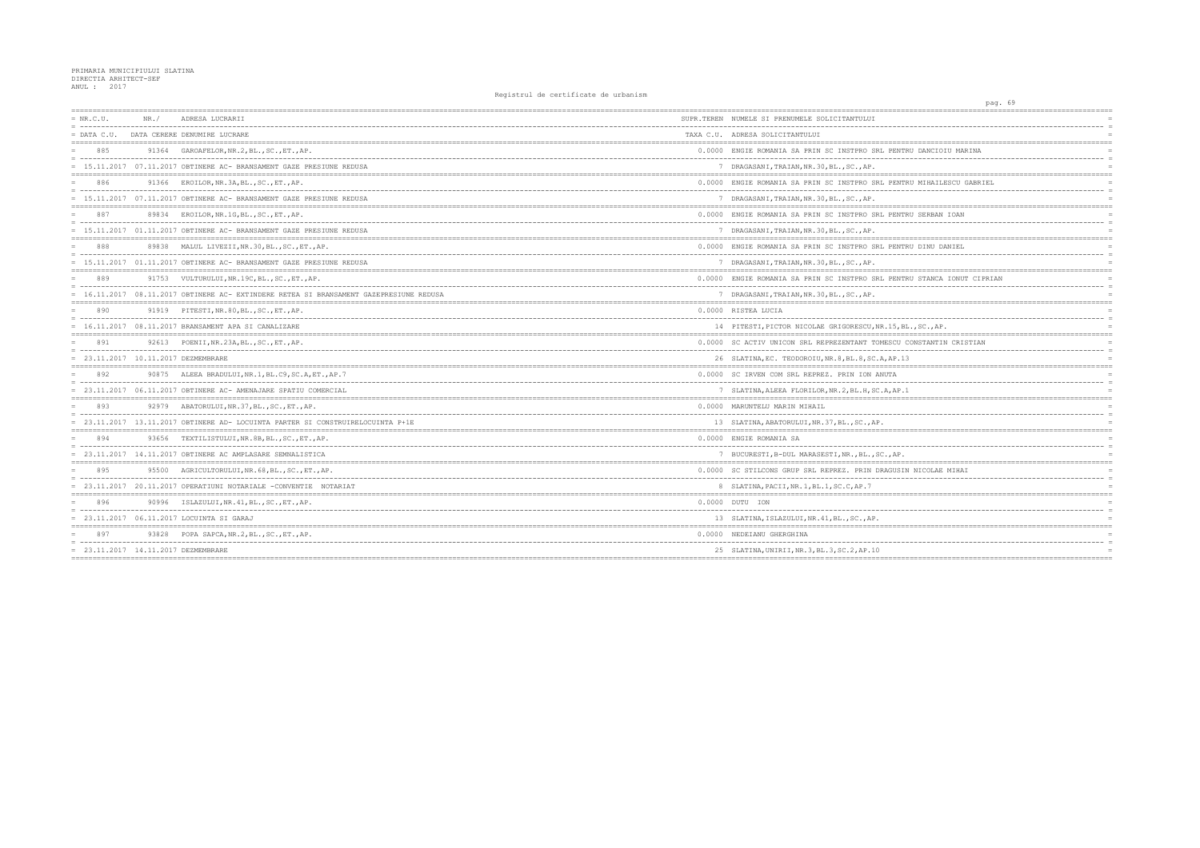PRIMARIA MUNICIPIULUI SLATINA
DIRECTIA ARHITECT-SEF
ANUL : 2017

Registrul de certificate de urbanism

| NR.C.U. | NR./ | ADRESA LUCRARII | SUPR.TEREN | NUMELE SI PRENUMELE SOLICITANTULUI |
|---|---|---|---|---|
| DATA C.U. | DATA CERERE | DENUMIRE LUCRARE | TAXA C.U. | ADRESA SOLICITANTULUI |
| 885 | 91364 | GAROAFELOR,NR.2,BL.,SC.,ET.,AP. | 0.0000 | ENGIE ROMANIA SA PRIN SC INSTPRO SRL PENTRU DANCIOIU MARINA |
| 15.11.2017 | 07.11.2017 | OBTINERE AC- BRANSAMENT GAZE PRESIUNE REDUSA | 7 | DRAGASANI,TRAIAN,NR.30,BL.,SC.,AP. |
| 886 | 91366 | EROILOR,NR.3A,BL.,SC.,ET.,AP. | 0.0000 | ENGIE ROMANIA SA PRIN SC INSTPRO SRL PENTRU MIHAILESCU GABRIEL |
| 15.11.2017 | 07.11.2017 | OBTINERE AC- BRANSAMENT GAZE PRESIUNE REDUSA | 7 | DRAGASANI,TRAIAN,NR.30,BL.,SC.,AP. |
| 887 | 89834 | EROILOR,NR.1G,BL.,SC.,ET.,AP. | 0.0000 | ENGIE ROMANIA SA PRIN SC INSTPRO SRL PENTRU SERBAN IOAN |
| 15.11.2017 | 01.11.2017 | OBTINERE AC- BRANSAMENT GAZE PRESIUNE REDUSA | 7 | DRAGASANI,TRAIAN,NR.30,BL.,SC.,AP. |
| 888 | 89838 | MALUL LIVEZII,NR.30,BL.,SC.,ET.,AP. | 0.0000 | ENGIE ROMANIA SA PRIN SC INSTPRO SRL PENTRU DINU DANIEL |
| 15.11.2017 | 01.11.2017 | OBTINERE AC- BRANSAMENT GAZE PRESIUNE REDUSA | 7 | DRAGASANI,TRAIAN,NR.30,BL.,SC.,AP. |
| 889 | 91753 | VULTURULUI,NR.19C,BL.,SC.,ET.,AP. | 0.0000 | ENGIE ROMANIA SA PRIN SC INSTPRO SRL PENTRU STANCA IONUT CIPRIAN |
| 16.11.2017 | 08.11.2017 | OBTINERE AC- EXTINDERE RETEA SI BRANSAMENT GAZEPRESIUNE REDUSA | 7 | DRAGASANI,TRAIAN,NR.30,BL.,SC.,AP. |
| 890 | 91919 | PITESTI,NR.80,BL.,SC.,ET.,AP. | 0.0000 | RISTEA LUCIA |
| 16.11.2017 | 08.11.2017 | BRANSAMENT APA SI CANALIZARE | 14 | PITESTI,PICTOR NICOLAE GRIGORESCU,NR.15,BL.,SC.,AP. |
| 891 | 92613 | POENII,NR.23A,BL.,SC.,ET.,AP. | 0.0000 | SC ACTIV UNICON SRL REPREZENTANT TOMESCU CONSTANTIN CRISTIAN |
| 23.11.2017 | 10.11.2017 | DEZMEMBRARE | 26 | SLATINA,EC. TEODOROIU,NR.8,BL.8,SC.A,AP.13 |
| 892 | 90875 | ALEEA BRADULUI,NR.1,BL.C9,SC.A,ET.,AP.7 | 0.0000 | SC IRVEN COM SRL REPREZ. PRIN ION ANUTA |
| 23.11.2017 | 06.11.2017 | OBTINERE AC- AMENAJARE SPATIU COMERCIAL | 7 | SLATINA,ALEEA FLORILOR,NR.2,BL.H,SC.A,AP.1 |
| 893 | 92979 | ABATORULUI,NR.37,BL.,SC.,ET.,AP. | 0.0000 | MARUNTELU MARIN MIHAIL |
| 23.11.2017 | 13.11.2017 | OBTINERE AD- LOCUINTA PARTER SI CONSTRUIRELOCUINTA P+1E | 13 | SLATINA,ABATORULUI,NR.37,BL.,SC.,AP. |
| 894 | 93656 | TEXTILISTULUI,NR.8B,BL.,SC.,ET.,AP. | 0.0000 | ENGIE ROMANIA SA |
| 23.11.2017 | 14.11.2017 | OBTINERE AC AMPLASARE SEMNALISTICA | 7 | BUCURESTI,B-DUL MARASESTI,NR.,BL.,SC.,AP. |
| 895 | 95500 | AGRICULTORULUI,NR.68,BL.,SC.,ET.,AP. | 0.0000 | SC STILCONS GRUP SRL REPREZ. PRIN DRAGUSIN NICOLAE MIHAI |
| 23.11.2017 | 20.11.2017 | OPERATIUNI NOTARIALE -CONVENTIE NOTARIAT | 8 | SLATINA,PACII,NR.1,BL.1,SC.C,AP.7 |
| 896 | 90996 | ISLAZULUI,NR.41,BL.,SC.,ET.,AP. | 0.0000 | DUTU ION |
| 23.11.2017 | 06.11.2017 | LOCUINTA SI GARAJ | 13 | SLATINA,ISLAZULUI,NR.41,BL.,SC.,AP. |
| 897 | 93828 | POPA SAPCA,NR.2,BL.,SC.,ET.,AP. | 0.0000 | NEDEIANU GHERGHINA |
| 23.11.2017 | 14.11.2017 | DEZMEMBRARE | 25 | SLATINA,UNIRII,NR.3,BL.3,SC.2,AP.10 |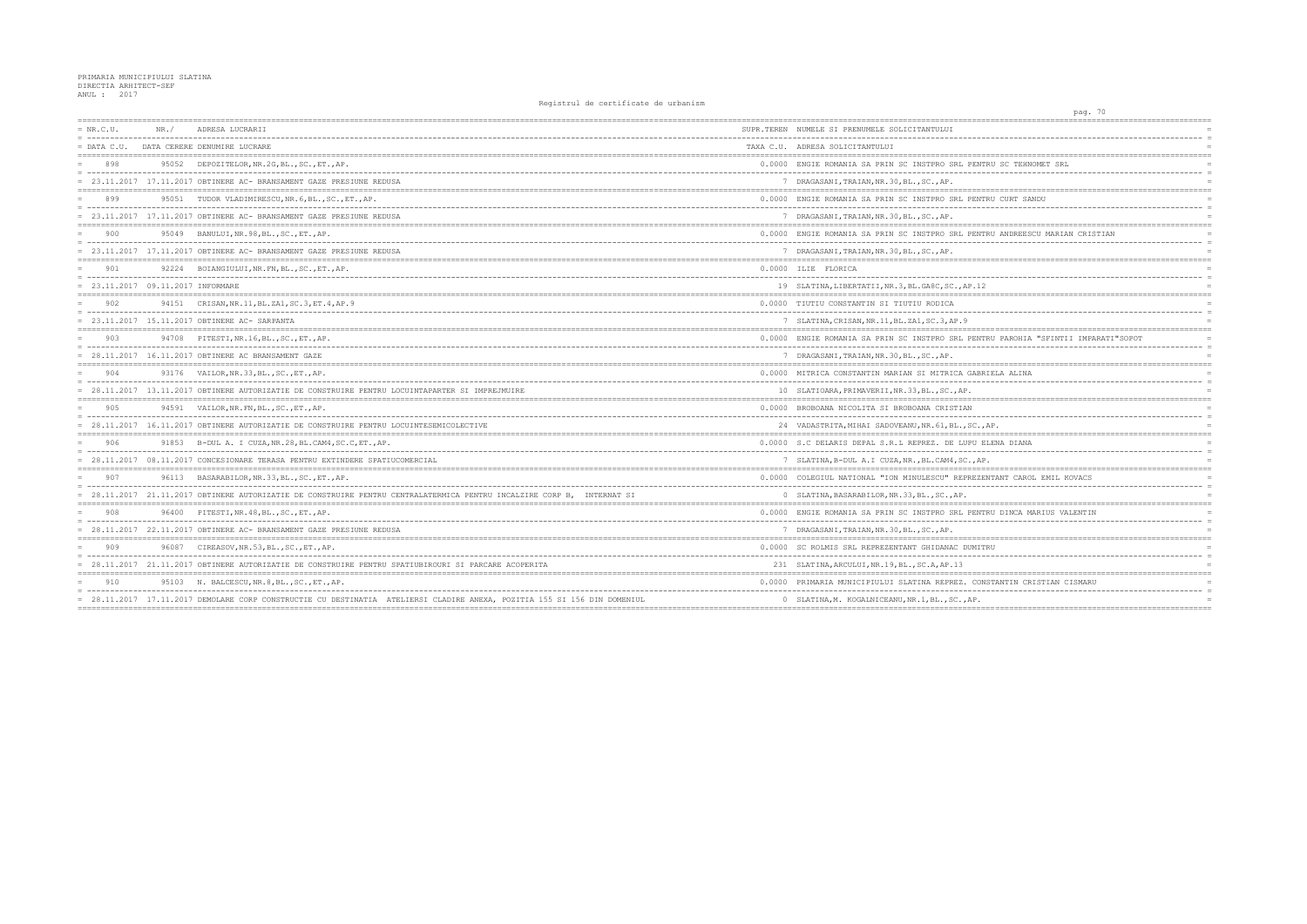PRIMARIA MUNICIPIULUI SLATINA
DIRECTIA ARHITECT-SEF
ANUL : 2017

Registrul de certificate de urbanism

| NR.C.U. / DATA C.U. | NR./ DATA CERERE | ADRESA LUCRARII / DENUMIRE LUCRARE | SUPR.TEREN / TAXA C.U. | NUMELE SI PRENUMELE SOLICITANTULUI / ADRESA SOLICITANTULUI |
|---|---|---|---|---|
| 898 | 95052 | DEPOZITELOR,NR.2G,BL.,SC.,ET.,AP. | 0.0000 | ENGIE ROMANIA SA PRIN SC INSTPRO SRL PENTRU SC TEHNOMET SRL |
| 23.11.2017 | 17.11.2017 | OBTINERE AC- BRANSAMENT GAZE PRESIUNE REDUSA | 7 | DRAGASANI,TRAIAN,NR.30,BL.,SC.,AP. |
| 899 | 95051 | TUDOR VLADIMIRESCU,NR.6,BL.,SC.,ET.,AP. | 0.0000 | ENGIE ROMANIA SA PRIN SC INSTPRO SRL PENTRU CURT SANDU |
| 23.11.2017 | 17.11.2017 | OBTINERE AC- BRANSAMENT GAZE PRESIUNE REDUSA | 7 | DRAGASANI,TRAIAN,NR.30,BL.,SC.,AP. |
| 900 | 95049 | BANULUI,NR.98,BL.,SC.,ET.,AP. | 0.0000 | ENGIE ROMANIA SA PRIN SC INSTPRO SRL PENTRU ANDREESCU MARIAN CRISTIAN |
| 23.11.2017 | 17.11.2017 | OBTINERE AC- BRANSAMENT GAZE PRESIUNE REDUSA | 7 | DRAGASANI,TRAIAN,NR.30,BL.,SC.,AP. |
| 901 | 92224 | BOIANGIULUI,NR.FN,BL.,SC.,ET.,AP. | 0.0000 | ILIE FLORICA |
| 23.11.2017 | 09.11.2017 | INFORMARE | 19 | SLATINA,LIBERTATII,NR.3,BL.GA8C,SC.,AP.12 |
| 902 | 94151 | CRISAN,NR.11,BL.ZA1,SC.3,ET.4,AP.9 | 0.0000 | TIUTIU CONSTANTIN SI TIUTIU RODICA |
| 23.11.2017 | 15.11.2017 | OBTINERE AC- SARPANTA | 7 | SLATINA,CRISAN,NR.11,BL.ZA1,SC.3,AP.9 |
| 903 | 94708 | PITESTI,NR.16,BL.,SC.,ET.,AP. | 0.0000 | ENGIE ROMANIA SA PRIN SC INSTPRO SRL PENTRU PAROHIA "SFINTII IMPARATI"SOPOT |
| 28.11.2017 | 16.11.2017 | OBTINERE AC BRANSAMENT GAZE | 7 | DRAGASANI,TRAIAN,NR.30,BL.,SC.,AP. |
| 904 | 93176 | VAILOR,NR.33,BL.,SC.,ET.,AP. | 0.0000 | MITRICA CONSTANTIN MARIAN SI MITRICA GABRIELA ALINA |
| 28.11.2017 | 13.11.2017 | OBTINERE AUTORIZATIE DE CONSTRUIRE PENTRU LOCUINTAPARTER SI IMPREJMUIRE | 10 | SLATIOARA,PRIMAVERII,NR.33,BL.,SC.,AP. |
| 905 | 94591 | VAILOR,NR.FN,BL.,SC.,ET.,AP. | 0.0000 | BROBOANA NICOLITA SI BROBOANA CRISTIAN |
| 28.11.2017 | 16.11.2017 | OBTINERE AUTORIZATIE DE CONSTRUIRE PENTRU LOCUINTESEMICOLECTIVE | 24 | VADASTRITA,MIHAI SADOVEANU,NR.61,BL.,SC.,AP. |
| 906 | 91853 | B-DUL A. I CUZA,NR.28,BL.CAM4,SC.C,ET.,AP. | 0.0000 | S.C DELARIS DEPAL S.R.L REPREZ. DE LUPU ELENA DIANA |
| 28.11.2017 | 08.11.2017 | CONCESIONARE TERASA PENTRU EXTINDERE SPATIUCOMERCIAL | 7 | SLATINA,B-DUL A.I CUZA,NR.,BL.CAM4,SC.,AP. |
| 907 | 96113 | BASARABILOR,NR.33,BL.,SC.,ET.,AP. | 0.0000 | COLEGIUL NATIONAL "ION MINULESCU" REPREZENTANT CAROL EMIL KOVACS |
| 28.11.2017 | 21.11.2017 | OBTINERE AUTORIZATIE DE CONSTRUIRE PENTRU CENTRALATERMICA PENTRU INCALZIRE CORP B, INTERNAT SI | 0 | SLATINA,BASARABILOR,NR.33,BL.,SC.,AP. |
| 908 | 96400 | PITESTI,NR.48,BL.,SC.,ET.,AP. | 0.0000 | ENGIE ROMANIA SA PRIN SC INSTPRO SRL PENTRU DINCA MARIUS VALENTIN |
| 28.11.2017 | 22.11.2017 | OBTINERE AC- BRANSAMENT GAZE PRESIUNE REDUSA | 7 | DRAGASANI,TRAIAN,NR.30,BL.,SC.,AP. |
| 909 | 96087 | CIREASOV,NR.53,BL.,SC.,ET.,AP. | 0.0000 | SC ROLMIS SRL REPREZENTANT GHIDANAC DUMITRU |
| 28.11.2017 | 21.11.2017 | OBTINERE AUTORIZATIE DE CONSTRUIRE PENTRU SPATIUBIROURI SI PARCARE ACOPERITA | 231 | SLATINA,ARCULUI,NR.19,BL.,SC.A,AP.13 |
| 910 | 95103 | N. BALCESCU,NR.8,BL.,SC.,ET.,AP. | 0.0000 | PRIMARIA MUNICIPIULUI SLATINA REPREZ. CONSTANTIN CRISTIAN CISMARU |
| 28.11.2017 | 17.11.2017 | DEMOLARE CORP CONSTRUCTIE CU DESTINATIA ATELIERSI CLADIRE ANEXA, POZITIA 155 SI 156 DIN DOMENIUL | 0 | SLATINA,M. KOGALNICEANU,NR.1,BL.,SC.,AP. |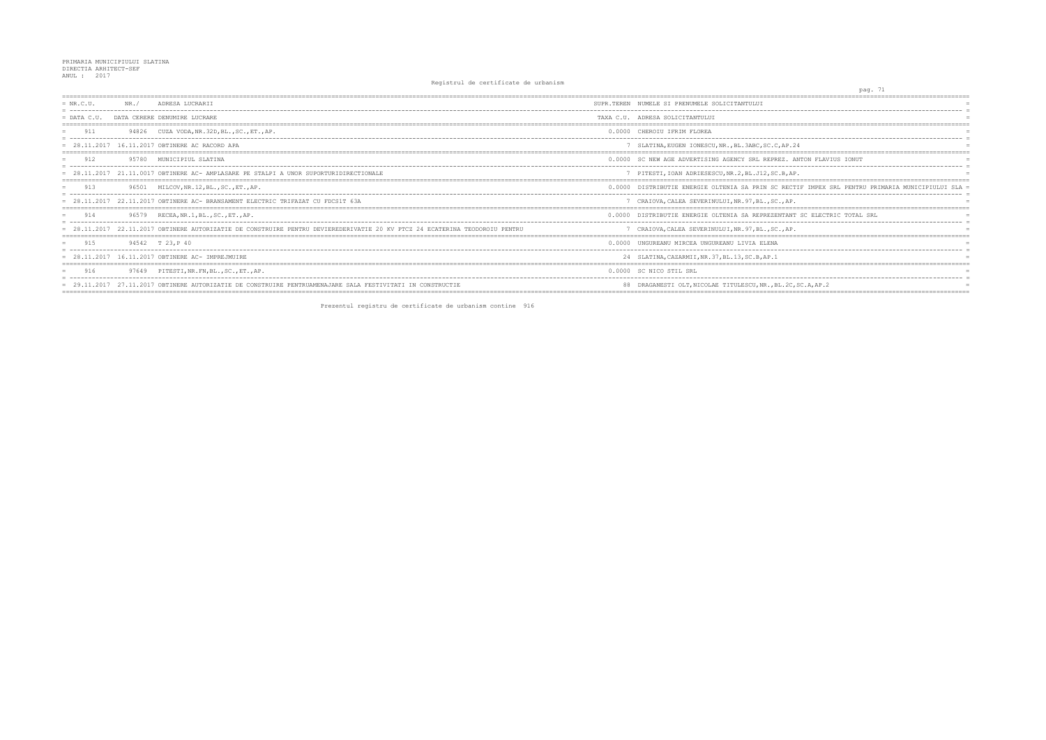PRIMARIA MUNICIPIULUI SLATINA
DIRECTIA ARHITECT-SEF
ANUL : 2017

Registrul de certificate de urbanism

| NR.C.U. / DATA C.U. | NR. / DATA CERERE | ADRESA LUCRARII / DENUMIRE LUCRARE | SUPR.TEREN / TAXA C.U. | NUMELE SI PRENUMELE SOLICITANTULUI / ADRESA SOLICITANTULUI |
|---|---|---|---|---|
| 911 | 94826 | CUZA VODA,NR.32D,BL.,SC.,ET.,AP. | 0.0000 | CHEROIU IFRIM FLOREA |
| 28.11.2017 | 16.11.2017 | OBTINERE AC RACORD APA | 7 | SLATINA,EUGEN IONESCU,NR.,BL.3ABC,SC.C,AP.24 |
| 912 | 95780 | MUNICIPIUL SLATINA | 0.0000 | SC NEW AGE ADVERTISING AGENCY SRL REPREZ. ANTON FLAVIUS IONUT |
| 28.11.2017 | 21.11.0017 | OBTINERE AC- AMPLASARE PE STALPI A UNOR SUPORTURIDIRECTIONALE | 7 | PITESTI,IOAN ADRIESESCU,NR.2,BL.J12,SC.B,AP. |
| 913 | 96501 | MILCOV,NR.12,BL.,SC.,ET.,AP. | 0.0000 | DISTRIBUTIE ENERGIE OLTENIA SA PRIN SC RECTIF IMPEX SRL PENTRU PRIMARIA MUNICIPIULUI SLA |
| 28.11.2017 | 22.11.2017 | OBTINERE AC- BRANSAMENT ELECTRIC TRIFAZAT CU FDCS1T 63A | 7 | CRAIOVA,CALEA SEVERINULUI,NR.97,BL.,SC.,AP. |
| 914 | 96579 | RECEA,NR.1,BL.,SC.,ET.,AP. | 0.0000 | DISTRIBUTIE ENERGIE OLTENIA SA REPREZENTANT SC ELECTRIC TOTAL SRL |
| 28.11.2017 | 22.11.2017 | OBTINERE AUTORIZATIE DE CONSTRUIRE PENTRU DEVIEREDERIVATIE 20 KV PTCZ 24 ECATERINA TEODOROIU PENTRU | 7 | CRAIOVA,CALEA SEVERINULUI,NR.97,BL.,SC.,AP. |
| 915 | 94542 | T 23,P 40 | 0.0000 | UNGUREANU MIRCEA UNGUREANU LIVIA ELENA |
| 28.11.2017 | 16.11.2017 | OBTINERE AC- IMPREJMUIRE | 24 | SLATINA,CAZARMII,NR.37,BL.13,SC.B,AP.1 |
| 916 | 97649 | PITESTI,NR.FN,BL.,SC.,ET.,AP. | 0.0000 | SC NICO STIL SRL |
| 29.11.2017 | 27.11.2017 | OBTINERE AUTORIZATIE DE CONSTRUIRE PENTRUAMENAJARE SALA FESTIVITATI IN CONSTRUCTIE | 88 | DRAGANESTI OLT,NICOLAE TITULESCU,NR.,BL.2C,SC.A,AP.2 |

Prezentul registru de certificate de urbanism contine 916